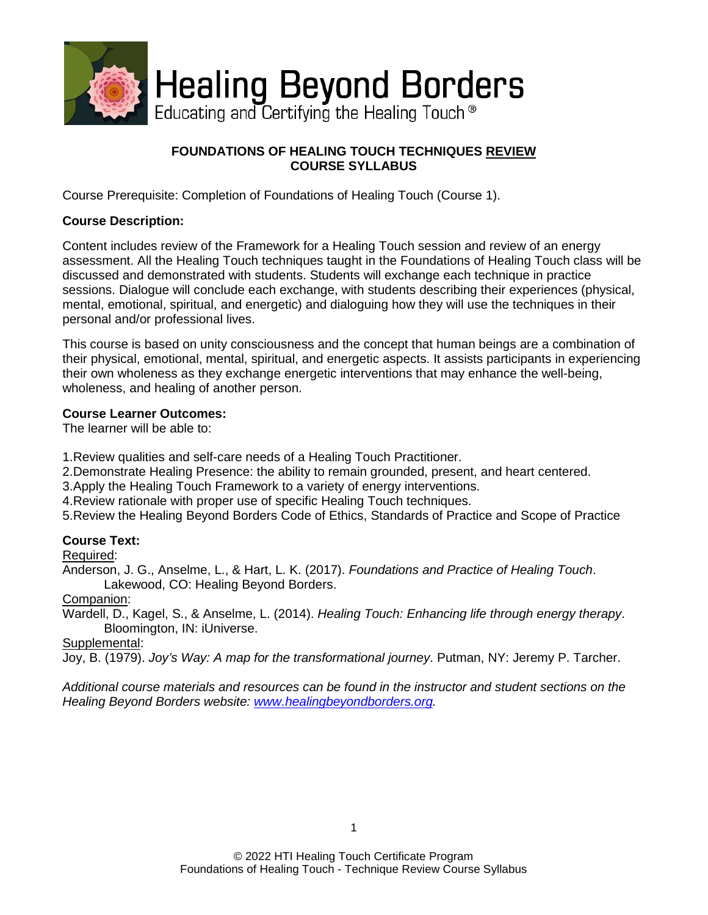# Healing Beyond Borders

Educating and Certifying the Healing Touch®

**FOUNDATIONS OF HEALING TOUCH TECHNIQUES REVIEW**
**COURSE SYLLABUS**

Course Prerequisite: Completion of Foundations of Healing Touch (Course 1).

**Course Description:**

Content includes review of the Framework for a Healing Touch session and review of an energy assessment. All the Healing Touch techniques taught in the Foundations of Healing Touch class will be discussed and demonstrated with students. Students will exchange each technique in practice sessions. Dialogue will conclude each exchange, with students describing their experiences (physical, mental, emotional, spiritual, and energetic) and dialoguing how they will use the techniques in their personal and/or professional lives.

This course is based on unity consciousness and the concept that human beings are a combination of their physical, emotional, mental, spiritual, and energetic aspects. It assists participants in experiencing their own wholeness as they exchange energetic interventions that may enhance the well-being, wholeness, and healing of another person.

**Course Learner Outcomes:**
The learner will be able to:

1. Review qualities and self-care needs of a Healing Touch Practitioner.
2. Demonstrate Healing Presence: the ability to remain grounded, present, and heart centered.
3. Apply the Healing Touch Framework to a variety of energy interventions.
4. Review rationale with proper use of specific Healing Touch techniques.
5. Review the Healing Beyond Borders Code of Ethics, Standards of Practice and Scope of Practice

**Course Text:**

Required:
Anderson, J. G., Anselme, L., & Hart, L. K. (2017). *Foundations and Practice of Healing Touch*. Lakewood, CO: Healing Beyond Borders.

Companion:
Wardell, D., Kagel, S., & Anselme, L. (2014). *Healing Touch: Enhancing life through energy therapy*. Bloomington, IN: iUniverse.

Supplemental:
Joy, B. (1979). *Joy's Way: A map for the transformational journey*. Putman, NY: Jeremy P. Tarcher.

*Additional course materials and resources can be found in the instructor and student sections on the Healing Beyond Borders website: www.healingbeyondborders.org.*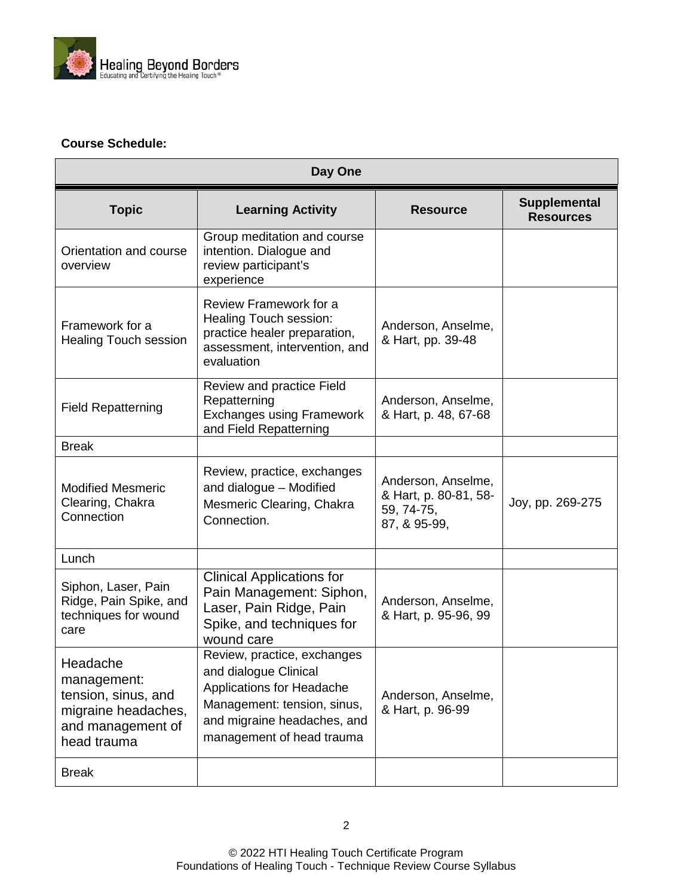**Course Schedule:**

| Day One | | | |
|---|---|---|---|
| **Topic** | **Learning Activity** | **Resource** | **Supplemental Resources** |
| Orientation and course overview | Group meditation and course intention. Dialogue and review participant's experience | | |
| Framework for a Healing Touch session | Review Framework for a Healing Touch session: practice healer preparation, assessment, intervention, and evaluation | Anderson, Anselme, & Hart, pp. 39-48 | |
| Field Repatterning | Review and practice Field Repatterning Exchanges using Framework and Field Repatterning | Anderson, Anselme, & Hart, p. 48, 67-68 | |
| Break | | | |
| Modified Mesmeric Clearing, Chakra Connection | Review, practice, exchanges and dialogue – Modified Mesmeric Clearing, Chakra Connection. | Anderson, Anselme, & Hart, p. 80-81, 58-59, 74-75, 87, & 95-99, | Joy, pp. 269-275 |
| Lunch | | | |
| Siphon, Laser, Pain Ridge, Pain Spike, and techniques for wound care | Clinical Applications for Pain Management: Siphon, Laser, Pain Ridge, Pain Spike, and techniques for wound care | Anderson, Anselme, & Hart, p. 95-96, 99 | |
| Headache management: tension, sinus, and migraine headaches, and management of head trauma | Review, practice, exchanges and dialogue Clinical Applications for Headache Management: tension, sinus, and migraine headaches, and management of head trauma | Anderson, Anselme, & Hart, p. 96-99 | |
| Break | | | |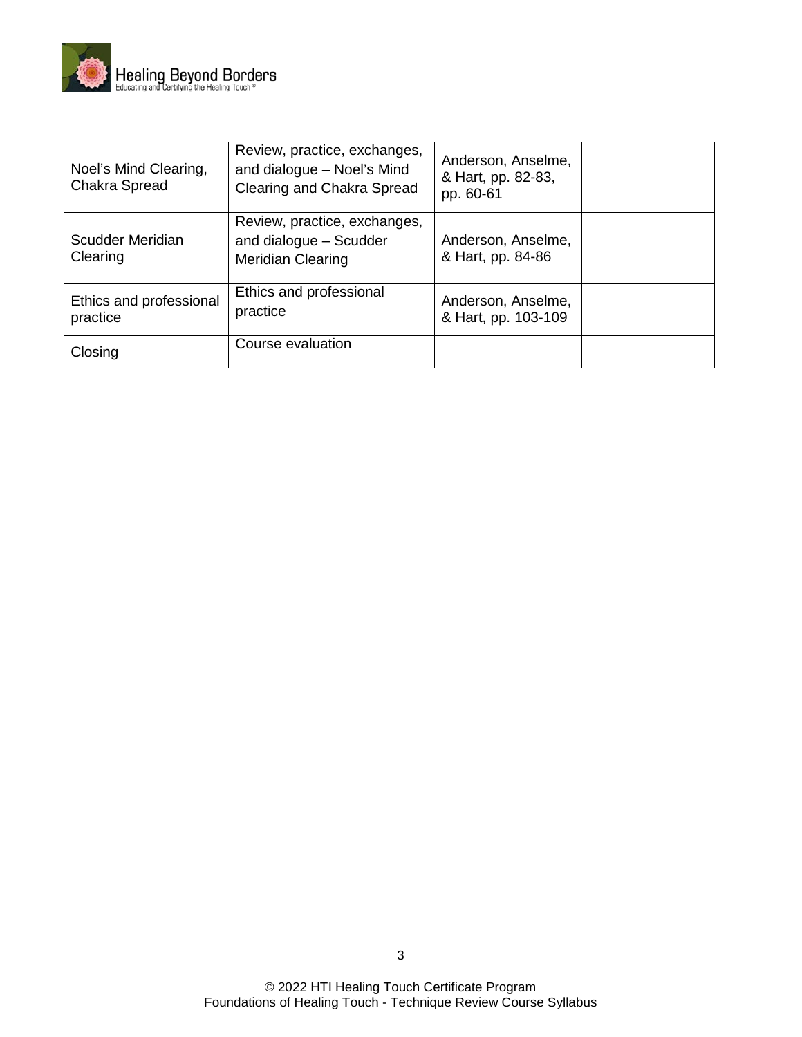| | | | |
|---|---|---|---|
| Noel's Mind Clearing, Chakra Spread | Review, practice, exchanges, and dialogue – Noel's Mind Clearing and Chakra Spread | Anderson, Anselme, & Hart, pp. 82-83, pp. 60-61 | |
| Scudder Meridian Clearing | Review, practice, exchanges, and dialogue – Scudder Meridian Clearing | Anderson, Anselme, & Hart, pp. 84-86 | |
| Ethics and professional practice | Ethics and professional practice | Anderson, Anselme, & Hart, pp. 103-109 | |
| Closing | Course evaluation | | |